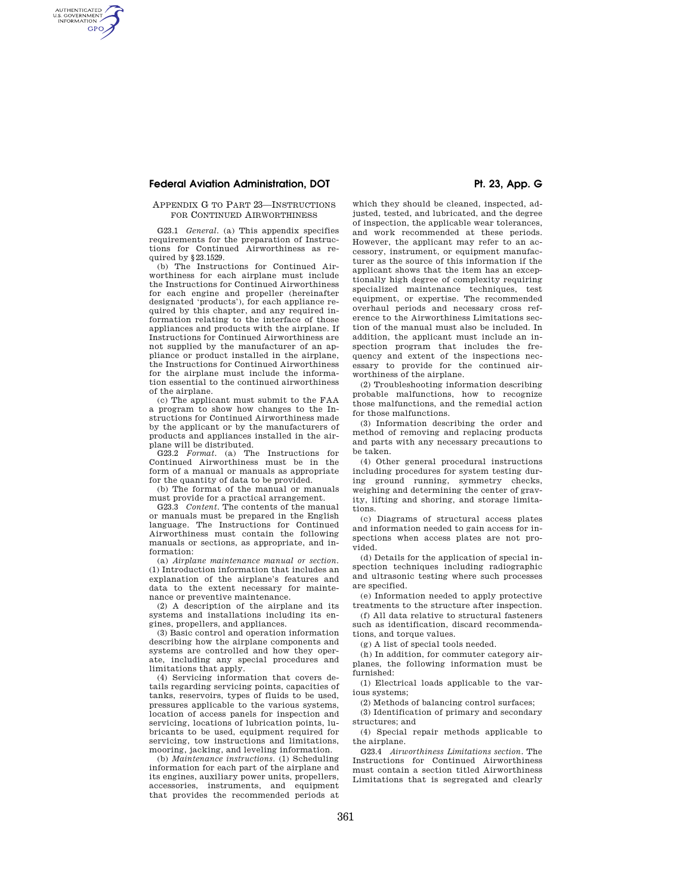## APPENDIX G TO PART 23—INSTRUCTIONS FOR CONTINUED AIRWORTHINESS

G23.1 *General*. (a) This appendix specifies requirements for the preparation of Instructions for Continued Airworthiness as required by §23.1529.

(b) The Instructions for Continued Airworthiness for each airplane must include the Instructions for Continued Airworthiness for each engine and propeller (hereinafter designated 'products'), for each appliance required by this chapter, and any required information relating to the interface of those appliances and products with the airplane. If Instructions for Continued Airworthiness are not supplied by the manufacturer of an appliance or product installed in the airplane, the Instructions for Continued Airworthiness for the airplane must include the information essential to the continued airworthiness of the airplane.

(c) The applicant must submit to the FAA a program to show how changes to the Instructions for Continued Airworthiness made by the applicant or by the manufacturers of products and appliances installed in the airplane will be distributed.

G23.2 *Format*. (a) The Instructions for Continued Airworthiness must be in the form of a manual or manuals as appropriate for the quantity of data to be provided.

(b) The format of the manual or manuals must provide for a practical arrangement.

G23.3 *Content*. The contents of the manual or manuals must be prepared in the English language. The Instructions for Continued Airworthiness must contain the following manuals or sections, as appropriate, and information:

(a) *Airplane maintenance manual or section*. (1) Introduction information that includes an explanation of the airplane's features and data to the extent necessary for maintenance or preventive maintenance.

(2) A description of the airplane and its systems and installations including its engines, propellers, and appliances.

(3) Basic control and operation information describing how the airplane components and systems are controlled and how they operate, including any special procedures and limitations that apply.

(4) Servicing information that covers details regarding servicing points, capacities of tanks, reservoirs, types of fluids to be used, pressures applicable to the various systems, location of access panels for inspection and servicing, locations of lubrication points, lubricants to be used, equipment required for servicing, tow instructions and limitations, mooring, jacking, and leveling information.

(b) *Maintenance instructions*. (1) Scheduling information for each part of the airplane and its engines, auxiliary power units, propellers, accessories, instruments, and equipment that provides the recommended periods at which they should be cleaned, inspected, adjusted, tested, and lubricated, and the degree of inspection, the applicable wear tolerances, and work recommended at these periods. However, the applicant may refer to an accessory, instrument, or equipment manufacturer as the source of this information if the applicant shows that the item has an exceptionally high degree of complexity requiring specialized maintenance techniques, test equipment, or expertise. The recommended overhaul periods and necessary cross reference to the Airworthiness Limitations section of the manual must also be included. In addition, the applicant must include an inspection program that includes the frequency and extent of the inspections necessary to provide for the continued airworthiness of the airplane.

(2) Troubleshooting information describing probable malfunctions, how to recognize those malfunctions, and the remedial action for those malfunctions.

(3) Information describing the order and method of removing and replacing products and parts with any necessary precautions to be taken.

(4) Other general procedural instructions including procedures for system testing during ground running, symmetry checks, weighing and determining the center of gravity, lifting and shoring, and storage limitations.

(c) Diagrams of structural access plates and information needed to gain access for inspections when access plates are not provided.

(d) Details for the application of special inspection techniques including radiographic and ultrasonic testing where such processes are specified.

(e) Information needed to apply protective treatments to the structure after inspection.

(f) All data relative to structural fasteners such as identification, discard recommendations, and torque values.

(g) A list of special tools needed.

(h) In addition, for commuter category airplanes, the following information must be furnished:

(1) Electrical loads applicable to the various systems;

(2) Methods of balancing control surfaces;

(3) Identification of primary and secondary structures; and

(4) Special repair methods applicable to the airplane.

G23.4 *Airworthiness Limitations section*. The Instructions for Continued Airworthiness must contain a section titled Airworthiness Limitations that is segregated and clearly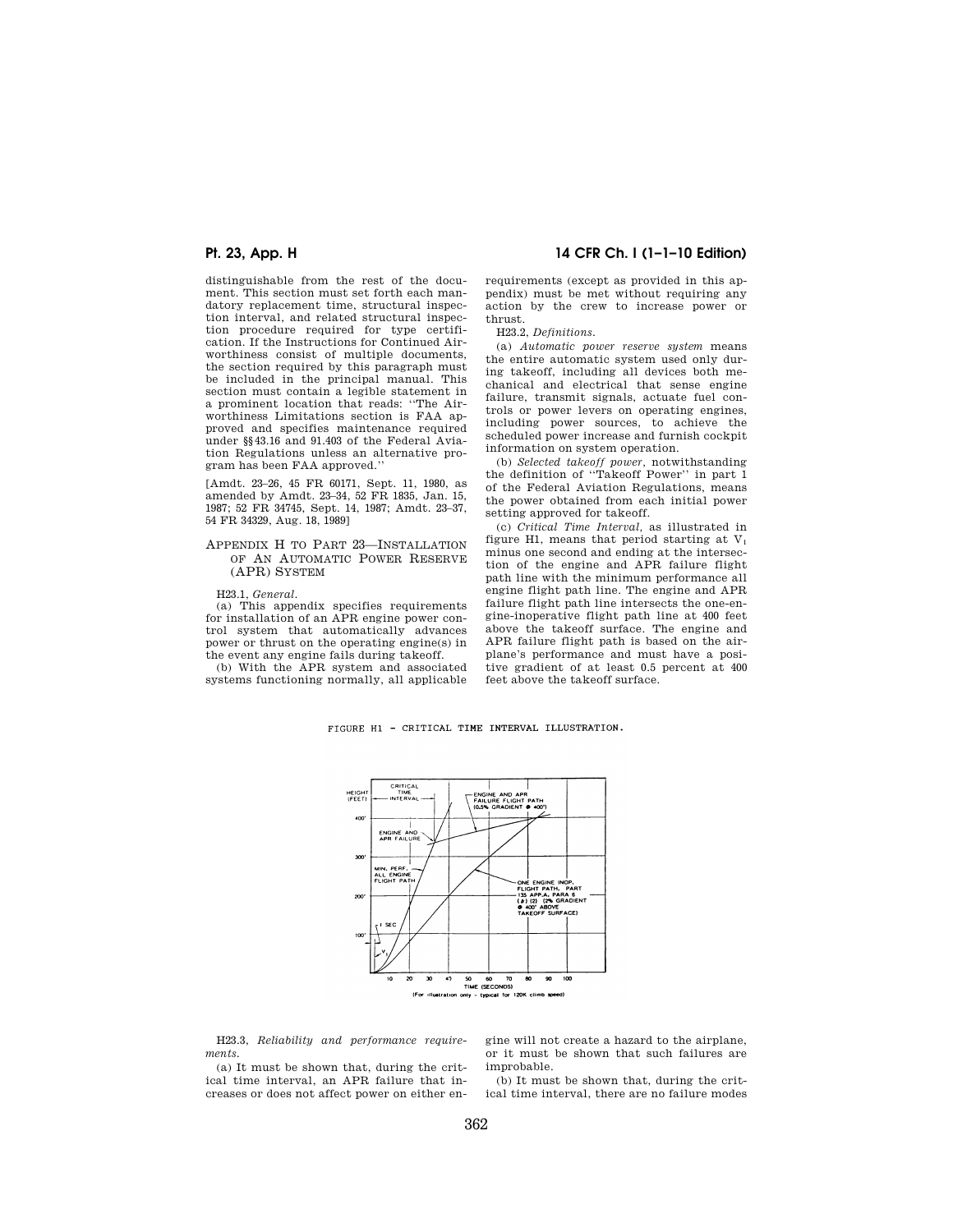distinguishable from the rest of the document. This section must set forth each mandatory replacement time, structural inspection interval, and related structural inspection procedure required for type certification. If the Instructions for Continued Airworthiness consist of multiple documents, the section required by this paragraph must be included in the principal manual. This section must contain a legible statement in a prominent location that reads: "The Airworthiness Limitations section is FAA approved and specifies maintenance required under §§43.16 and 91.403 of the Federal Aviation Regulations unless an alternative program has been FAA approved."

[Amdt. 23–26, 45 FR 60171, Sept. 11, 1980, as amended by Amdt. 23–34, 52 FR 1835, Jan. 15, 1987; 52 FR 34745, Sept. 14, 1987; Amdt. 23–37, 54 FR 34329, Aug. 18, 1989]

## Appendix H to Part 23—Installation of An Automatic Power Reserve (APR) System

H23.1, *General.*

(a) This appendix specifies requirements for installation of an APR engine power control system that automatically advances power or thrust on the operating engine(s) in the event any engine fails during takeoff.

(b) With the APR system and associated systems functioning normally, all applicable requirements (except as provided in this appendix) must be met without requiring any action by the crew to increase power or thrust.

H23.2, *Definitions.*

(a) *Automatic power reserve system* means the entire automatic system used only during takeoff, including all devices both mechanical and electrical that sense engine failure, transmit signals, actuate fuel controls or power levers on operating engines, including power sources, to achieve the scheduled power increase and furnish cockpit information on system operation.

(b) *Selected takeoff power,* notwithstanding the definition of "Takeoff Power" in part 1 of the Federal Aviation Regulations, means the power obtained from each initial power setting approved for takeoff.

(c) *Critical Time Interval,* as illustrated in figure H1, means that period starting at $V_1$ minus one second and ending at the intersection of the engine and APR failure flight path line with the minimum performance all engine flight path line. The engine and APR failure flight path line intersects the one-engine-inoperative flight path line at 400 feet above the takeoff surface. The engine and APR failure flight path is based on the airplane's performance and must have a positive gradient of at least 0.5 percent at 400 feet above the takeoff surface.

FIGURE H1 - CRITICAL TIME INTERVAL ILLUSTRATION.

HEIGHT (FEET)

CRITICAL TIME INTERVAL

ENGINE AND APR FAILURE FLIGHT PATH (0.5% GRADIENT @ 400')

400'

ENGINE AND APR FAILURE

300'

MIN. PERF. ALL ENGINE FLIGHT PATH

200'

ONE ENGINE INOP. FLIGHT PATH. PART 135 APP.A, PARA 6 (*b*) (2) (2% GRADIENT @ 400' ABOVE TAKEOFF SURFACE)

1 SEC

100'

$V_1$

10 20 30 40 50 60 70 80 90 100

TIME (SECONDS)

(For illustration only - typical for 120K climb speed)

H23.3, *Reliability and performance requirements.*

(a) It must be shown that, during the critical time interval, an APR failure that increases or does not affect power on either engine will not create a hazard to the airplane, or it must be shown that such failures are improbable.

(b) It must be shown that, during the critical time interval, there are no failure modes